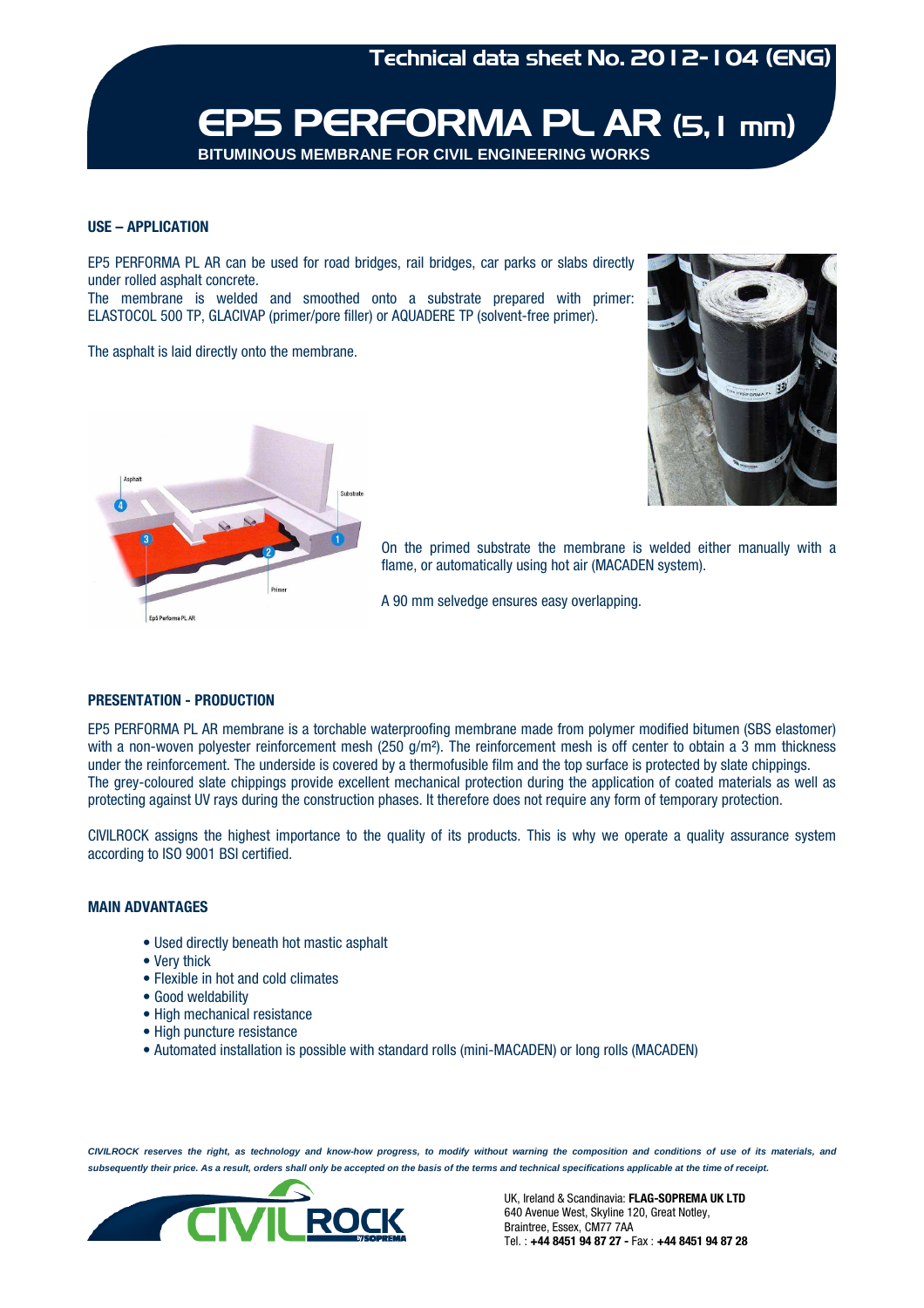Technical data sheet No. 2012-104 (ENG)

# EP5 PERFORMA PL AR (5,1 mm)

**BITUMINOUS MEMBRANE FOR CIVIL ENGINEERING WORKS**

## USE – APPLICATION

EP5 PERFORMA PL AR can be used for road bridges, rail bridges, car parks or slabs directly under rolled asphalt concrete.
The membrane is welded and smoothed onto a substrate prepared with primer: ELASTOCOL 500 TP, GLACIVAP (primer/pore filler) or AQUADERE TP (solvent-free primer).

The asphalt is laid directly onto the membrane.

On the primed substrate the membrane is welded either manually with a flame, or automatically using hot air (MACADEN system).

A 90 mm selvedge ensures easy overlapping.

## PRESENTATION - PRODUCTION

EP5 PERFORMA PL AR membrane is a torchable waterproofing membrane made from polymer modified bitumen (SBS elastomer) with a non-woven polyester reinforcement mesh (250 g/m²). The reinforcement mesh is off center to obtain a 3 mm thickness under the reinforcement. The underside is covered by a thermofusible film and the top surface is protected by slate chippings.
The grey-coloured slate chippings provide excellent mechanical protection during the application of coated materials as well as protecting against UV rays during the construction phases. It therefore does not require any form of temporary protection.

CIVILROCK assigns the highest importance to the quality of its products. This is why we operate a quality assurance system according to ISO 9001 BSI certified.

## MAIN ADVANTAGES

- Used directly beneath hot mastic asphalt
- Very thick
- Flexible in hot and cold climates
- Good weldability
- High mechanical resistance
- High puncture resistance
- Automated installation is possible with standard rolls (mini-MACADEN) or long rolls (MACADEN)

*CIVILROCK reserves the right, as technology and know-how progress, to modify without warning the composition and conditions of use of its materials, and subsequently their price. As a result, orders shall only be accepted on the basis of the terms and technical specifications applicable at the time of receipt.*

UK, Ireland & Scandinavia: **FLAG-SOPREMA UK LTD**
640 Avenue West, Skyline 120, Great Notley,
Braintree, Essex, CM77 7AA
Tel. : **+44 8451 94 87 27** - Fax : **+44 8451 94 87 28**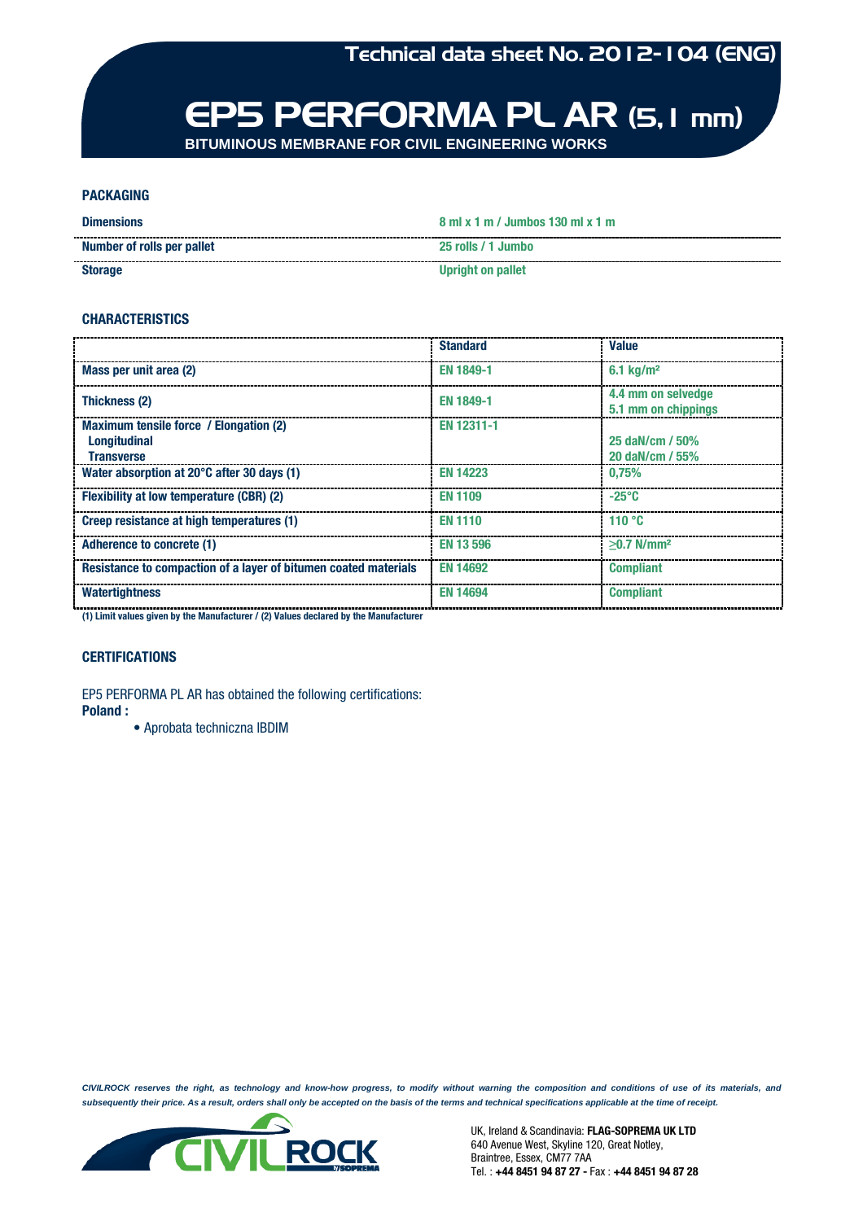# Technical data sheet No. 2012-104 (ENG)

# EP5 PERFORMA PL AR (5,1 mm)

**BITUMINOUS MEMBRANE FOR CIVIL ENGINEERING WORKS**

## PACKAGING

| | |
|---|---|
| **Dimensions** | **8 ml x 1 m / Jumbos 130 ml x 1 m** |
| **Number of rolls per pallet** | **25 rolls / 1 Jumbo** |
| **Storage** | **Upright on pallet** |

## CHARACTERISTICS

| | Standard | Value |
|---|---|---|
| **Mass per unit area (2)** | **EN 1849-1** | **6.1 kg/m²** |
| **Thickness (2)** | **EN 1849-1** | **4.4 mm on selvedge**<br>**5.1 mm on chippings** |
| **Maximum tensile force / Elongation (2)**<br>**Longitudinal**<br>**Transverse** | **EN 12311-1** | <br>**25 daN/cm / 50%**<br>**20 daN/cm / 55%** |
| **Water absorption at 20°C after 30 days (1)** | **EN 14223** | **0,75%** |
| **Flexibility at low temperature (CBR) (2)** | **EN 1109** | **-25°C** |
| **Creep resistance at high temperatures (1)** | **EN 1110** | **110 °C** |
| **Adherence to concrete (1)** | **EN 13 596** | **≥0.7 N/mm²** |
| **Resistance to compaction of a layer of bitumen coated materials** | **EN 14692** | **Compliant** |
| **Watertightness** | **EN 14694** | **Compliant** |

**(1) Limit values given by the Manufacturer / (2) Values declared by the Manufacturer**

## CERTIFICATIONS

EP5 PERFORMA PL AR has obtained the following certifications:
**Poland :**

- Aprobata techniczna IBDIM

***CIVILROCK reserves the right, as technology and know-how progress, to modify without warning the composition and conditions of use of its materials, and subsequently their price. As a result, orders shall only be accepted on the basis of the terms and technical specifications applicable at the time of receipt.***

UK, Ireland & Scandinavia: **FLAG-SOPREMA UK LTD**
640 Avenue West, Skyline 120, Great Notley,
Braintree, Essex, CM77 7AA
Tel. : **+44 8451 94 87 27 -** Fax : **+44 8451 94 87 28**